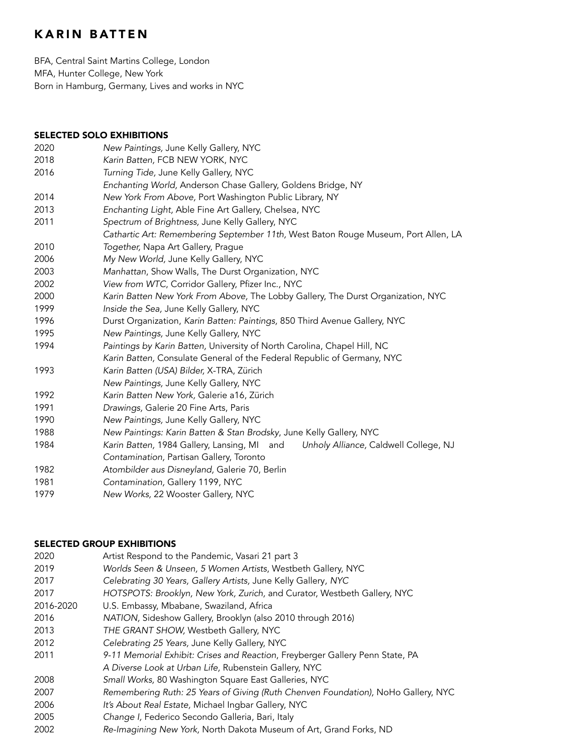# KARIN BATTEN

BFA, Central Saint Martins College, London
MFA, Hunter College, New York
Born in Hamburg, Germany, Lives and works in NYC

## SELECTED SOLO EXHIBITIONS

| | |
|---|---|
| 2020 | *New Paintings,* June Kelly Gallery, NYC |
| 2018 | *Karin Batten,* FCB NEW YORK, NYC |
| 2016 | *Turning Tide,* June Kelly Gallery, NYC |
| | *Enchanting World,* Anderson Chase Gallery, Goldens Bridge, NY |
| 2014 | *New York From Above,* Port Washington Public Library, NY |
| 2013 | *Enchanting Light,* Able Fine Art Gallery, Chelsea, NYC |
| 2011 | *Spectrum of Brightness,* June Kelly Gallery, NYC |
| | *Cathartic Art: Remembering September 11th,* West Baton Rouge Museum, Port Allen, LA |
| 2010 | *Together,* Napa Art Gallery, Prague |
| 2006 | *My New World,* June Kelly Gallery, NYC |
| 2003 | *Manhattan,* Show Walls, The Durst Organization, NYC |
| 2002 | *View from WTC,* Corridor Gallery, Pfizer Inc., NYC |
| 2000 | *Karin Batten New York From Above,* The Lobby Gallery, The Durst Organization, NYC |
| 1999 | *Inside the Sea,* June Kelly Gallery, NYC |
| 1996 | Durst Organization, *Karin Batten: Paintings,* 850 Third Avenue Gallery, NYC |
| 1995 | *New Paintings,* June Kelly Gallery, NYC |
| 1994 | *Paintings by Karin Batten,* University of North Carolina, Chapel Hill, NC |
| | *Karin Batten,* Consulate General of the Federal Republic of Germany, NYC |
| 1993 | *Karin Batten (USA) Bilder,* X-TRA, Zürich |
| | *New Paintings,* June Kelly Gallery, NYC |
| 1992 | *Karin Batten New York,* Galerie a16, Zürich |
| 1991 | *Drawings,* Galerie 20 Fine Arts, Paris |
| 1990 | *New Paintings,* June Kelly Gallery, NYC |
| 1988 | *New Paintings: Karin Batten & Stan Brodsky,* June Kelly Gallery, NYC |
| 1984 | *Karin Batten,* 1984 Gallery, Lansing, MI and *Unholy Alliance,* Caldwell College, NJ |
| | *Contamination,* Partisan Gallery, Toronto |
| 1982 | *Atombilder aus Disneyland,* Galerie 70, Berlin |
| 1981 | *Contamination,* Gallery 1199, NYC |
| 1979 | *New Works,* 22 Wooster Gallery, NYC |

## SELECTED GROUP EXHIBITIONS

| | |
|---|---|
| 2020 | Artist Respond to the Pandemic, Vasari 21 part 3 |
| 2019 | *Worlds Seen & Unseen, 5 Women Artists,* Westbeth Gallery, NYC |
| 2017 | *Celebrating 30 Years, Gallery Artists,* June Kelly Gallery, *NYC* |
| 2017 | *HOTSPOTS: Brooklyn, New York, Zurich,* and Curator, Westbeth Gallery, NYC |
| 2016-2020 | U.S. Embassy, Mbabane, Swaziland, Africa |
| 2016 | *NATION,* Sideshow Gallery, Brooklyn (also 2010 through 2016) |
| 2013 | *THE GRANT SHOW,* Westbeth Gallery, NYC |
| 2012 | *Celebrating 25 Years,* June Kelly Gallery, NYC |
| 2011 | *9-11 Memorial Exhibit: Crises and Reaction,* Freyberger Gallery Penn State, PA |
| | *A Diverse Look at Urban Life,* Rubenstein Gallery, NYC |
| 2008 | *Small Works,* 80 Washington Square East Galleries, NYC |
| 2007 | *Remembering Ruth: 25 Years of Giving (Ruth Chenven Foundation),* NoHo Gallery, NYC |
| 2006 | *It's About Real Estate,* Michael Ingbar Gallery, NYC |
| 2005 | *Change I,* Federico Secondo Galleria, Bari, Italy |
| 2002 | *Re-Imagining New York,* North Dakota Museum of Art, Grand Forks, ND |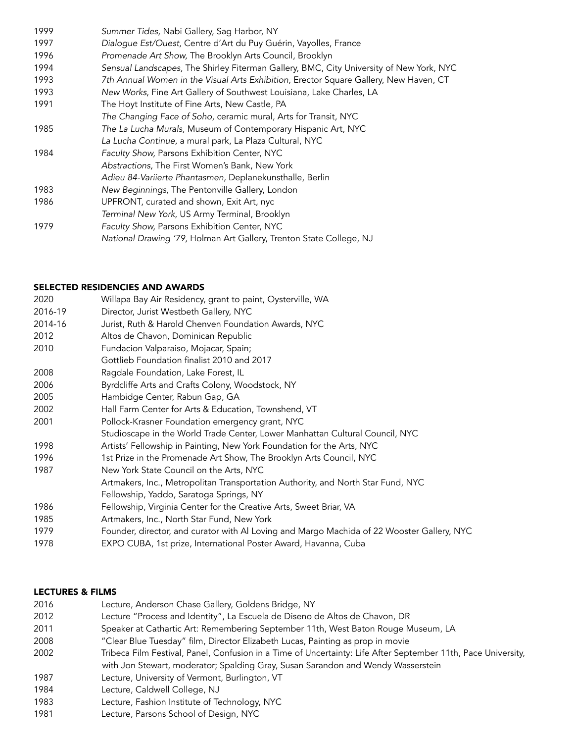| | |
|---|---|
| 1999 | *Summer Tides,* Nabi Gallery, Sag Harbor, NY |
| 1997 | *Dialogue Est/Ouest,* Centre d'Art du Puy Guérin, Vayolles, France |
| 1996 | *Promenade Art Show,* The Brooklyn Arts Council, Brooklyn |
| 1994 | *Sensual Landscapes,* The Shirley Fiterman Gallery, BMC, City University of New York, NYC |
| 1993 | *7th Annual Women in the Visual Arts Exhibition,* Erector Square Gallery, New Haven, CT |
| 1993 | *New Works*, Fine Art Gallery of Southwest Louisiana, Lake Charles, LA |
| 1991 | The Hoyt Institute of Fine Arts, New Castle, PA |
| | *The Changing Face of Soho,* ceramic mural, Arts for Transit, NYC |
| 1985 | *The La Lucha Murals,* Museum of Contemporary Hispanic Art, NYC |
| | *La Lucha Continue,* a mural park, La Plaza Cultural, NYC |
| 1984 | *Faculty Show,* Parsons Exhibition Center, NYC |
| | *Abstractions*, The First Women's Bank, New York |
| | *Adieu 84-Variierte Phantasmen,* Deplanekunsthalle, Berlin |
| 1983 | *New Beginnings,* The Pentonville Gallery, London |
| 1986 | UPFRONT, curated and shown, Exit Art, nyc |
| | *Terminal New York*, US Army Terminal, Brooklyn |
| 1979 | *Faculty Show,* Parsons Exhibition Center, NYC |
| | *National Drawing '79,* Holman Art Gallery, Trenton State College, NJ |

## SELECTED RESIDENCIES AND AWARDS

| | |
|---|---|
| 2020 | Willapa Bay Air Residency, grant to paint, Oysterville, WA |
| 2016-19 | Director, Jurist Westbeth Gallery, NYC |
| 2014-16 | Jurist, Ruth & Harold Chenven Foundation Awards, NYC |
| 2012 | Altos de Chavon, Dominican Republic |
| 2010 | Fundacion Valparaiso, Mojacar, Spain; |
| | Gottlieb Foundation finalist 2010 and 2017 |
| 2008 | Ragdale Foundation, Lake Forest, IL |
| 2006 | Byrdcliffe Arts and Crafts Colony, Woodstock, NY |
| 2005 | Hambidge Center, Rabun Gap, GA |
| 2002 | Hall Farm Center for Arts & Education, Townshend, VT |
| 2001 | Pollock-Krasner Foundation emergency grant, NYC |
| | Studioscape in the World Trade Center, Lower Manhattan Cultural Council, NYC |
| 1998 | Artists' Fellowship in Painting, New York Foundation for the Arts, NYC |
| 1996 | 1st Prize in the Promenade Art Show, The Brooklyn Arts Council, NYC |
| 1987 | New York State Council on the Arts, NYC |
| | Artmakers, Inc., Metropolitan Transportation Authority, and North Star Fund, NYC |
| | Fellowship, Yaddo, Saratoga Springs, NY |
| 1986 | Fellowship, Virginia Center for the Creative Arts, Sweet Briar, VA |
| 1985 | Artmakers, Inc., North Star Fund, New York |
| 1979 | Founder, director, and curator with Al Loving and Margo Machida of 22 Wooster Gallery, NYC |
| 1978 | EXPO CUBA, 1st prize, International Poster Award, Havanna, Cuba |

## LECTURES & FILMS

| | |
|---|---|
| 2016 | Lecture, Anderson Chase Gallery, Goldens Bridge, NY |
| 2012 | Lecture "Process and Identity", La Escuela de Diseno de Altos de Chavon, DR |
| 2011 | Speaker at Cathartic Art: Remembering September 11th, West Baton Rouge Museum, LA |
| 2008 | "Clear Blue Tuesday" film, Director Elizabeth Lucas, Painting as prop in movie |
| 2002 | Tribeca Film Festival, Panel, Confusion in a Time of Uncertainty: Life After September 11th, Pace University, with Jon Stewart, moderator; Spalding Gray, Susan Sarandon and Wendy Wasserstein |
| 1987 | Lecture, University of Vermont, Burlington, VT |
| 1984 | Lecture, Caldwell College, NJ |
| 1983 | Lecture, Fashion Institute of Technology, NYC |
| 1981 | Lecture, Parsons School of Design, NYC |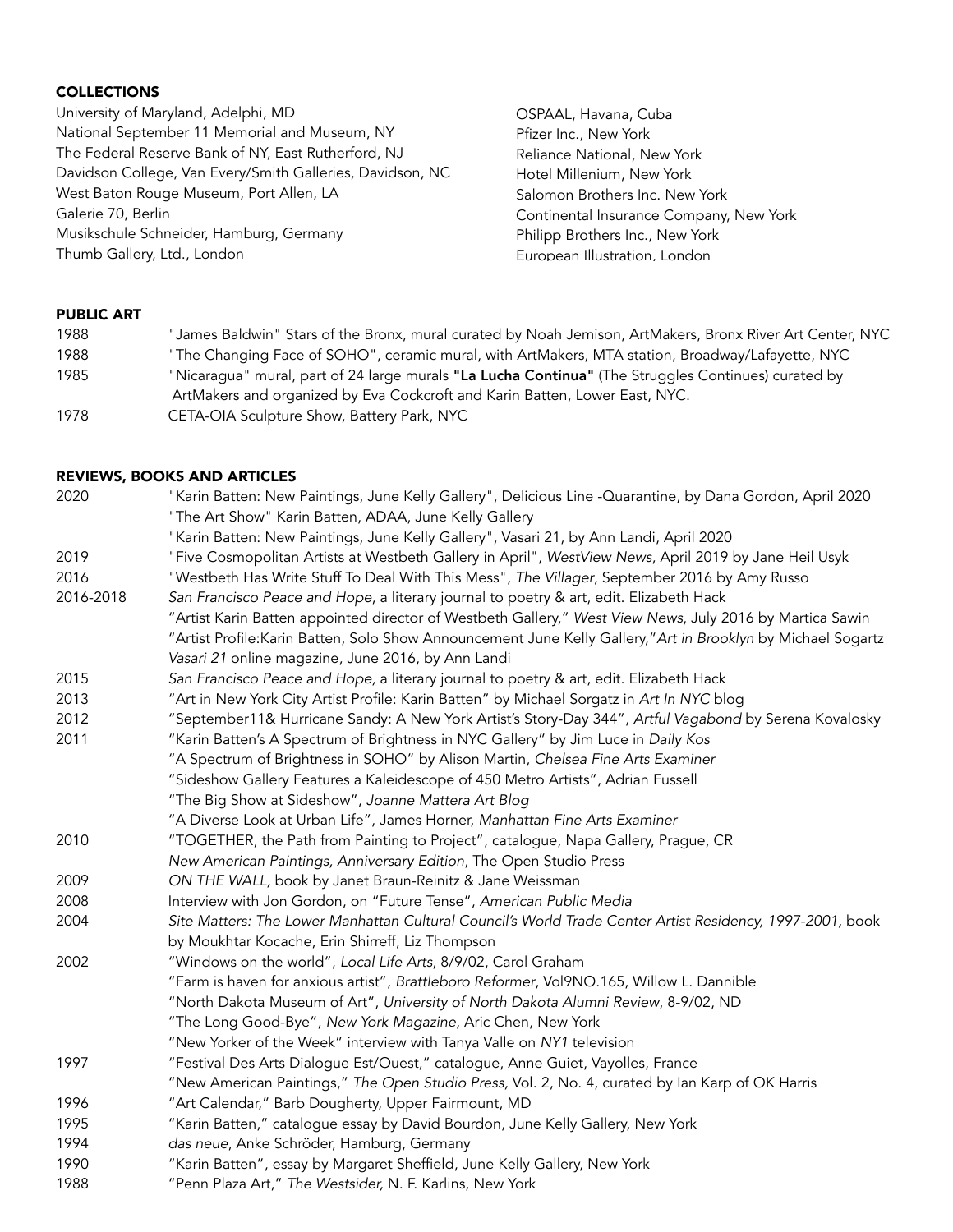## COLLECTIONS

University of Maryland, Adelphi, MD
National September 11 Memorial and Museum, NY
The Federal Reserve Bank of NY, East Rutherford, NJ
Davidson College, Van Every/Smith Galleries, Davidson, NC
West Baton Rouge Museum, Port Allen, LA
Galerie 70, Berlin
Musikschule Schneider, Hamburg, Germany
Thumb Gallery, Ltd., London
OSPAAL, Havana, Cuba
Pfizer Inc., New York
Reliance National, New York
Hotel Millenium, New York
Salomon Brothers Inc. New York
Continental Insurance Company, New York
Philipp Brothers Inc., New York
European Illustration, London

## PUBLIC ART

| | |
|---|---|
| 1988 | "James Baldwin" Stars of the Bronx, mural curated by Noah Jemison, ArtMakers, Bronx River Art Center, NYC |
| 1988 | "The Changing Face of SOHO", ceramic mural, with ArtMakers, MTA station, Broadway/Lafayette, NYC |
| 1985 | "Nicaragua" mural, part of 24 large murals **"La Lucha Continua"** (The Struggles Continues) curated by ArtMakers and organized by Eva Cockcroft and Karin Batten, Lower East, NYC. |
| 1978 | CETA-OIA Sculpture Show, Battery Park, NYC |

## REVIEWS, BOOKS AND ARTICLES

| | |
|---|---|
| 2020 | "Karin Batten: New Paintings, June Kelly Gallery", Delicious Line -Quarantine, by Dana Gordon, April 2020 |
| | "The Art Show" Karin Batten, ADAA, June Kelly Gallery |
| | "Karin Batten: New Paintings, June Kelly Gallery", Vasari 21, by Ann Landi, April 2020 |
| 2019 | "Five Cosmopolitan Artists at Westbeth Gallery in April", *WestView News*, April 2019 by Jane Heil Usyk |
| 2016 | "Westbeth Has Write Stuff To Deal With This Mess", *The Villager*, September 2016 by Amy Russo |
| 2016-2018 | *San Francisco Peace and Hope*, a literary journal to poetry & art, edit. Elizabeth Hack |
| | "Artist Karin Batten appointed director of Westbeth Gallery," *West View News*, July 2016 by Martica Sawin |
| | "Artist Profile:Karin Batten, Solo Show Announcement June Kelly Gallery,"*Art in Brooklyn* by Michael Sogartz |
| | *Vasari 21* online magazine, June 2016, by Ann Landi |
| 2015 | *San Francisco Peace and Hope,* a literary journal to poetry & art, edit. Elizabeth Hack |
| 2013 | "Art in New York City Artist Profile: Karin Batten" by Michael Sorgatz in *Art In NYC* blog |
| 2012 | "September11& Hurricane Sandy: A New York Artist's Story-Day 344", *Artful Vagabond* by Serena Kovalosky |
| 2011 | "Karin Batten's A Spectrum of Brightness in NYC Gallery" by Jim Luce in *Daily Kos* |
| | "A Spectrum of Brightness in SOHO" by Alison Martin, *Chelsea Fine Arts Examiner* |
| | "Sideshow Gallery Features a Kaleidescope of 450 Metro Artists", Adrian Fussell |
| | "The Big Show at Sideshow", *Joanne Mattera Art Blog* |
| | "A Diverse Look at Urban Life", James Horner, *Manhattan Fine Arts Examiner* |
| 2010 | "TOGETHER, the Path from Painting to Project", catalogue, Napa Gallery, Prague, CR |
| | *New American Paintings, Anniversary Edition*, The Open Studio Press |
| 2009 | *ON THE WALL,* book by Janet Braun-Reinitz & Jane Weissman |
| 2008 | Interview with Jon Gordon, on "Future Tense", *American Public Media* |
| 2004 | *Site Matters: The Lower Manhattan Cultural Council's World Trade Center Artist Residency, 1997-2001,* book by Moukhtar Kocache, Erin Shirreff, Liz Thompson |
| 2002 | "Windows on the world", *Local Life Arts*, 8/9/02, Carol Graham |
| | "Farm is haven for anxious artist", *Brattleboro Reformer*, Vol9NO.165, Willow L. Dannible |
| | "North Dakota Museum of Art", *University of North Dakota Alumni Review*, 8-9/02, ND |
| | "The Long Good-Bye", *New York Magazine*, Aric Chen, New York |
| | "New Yorker of the Week" interview with Tanya Valle on *NY1* television |
| 1997 | "Festival Des Arts Dialogue Est/Ouest," catalogue, Anne Guiet, Vayolles, France |
| | "New American Paintings," *The Open Studio Press*, Vol. 2, No. 4, curated by Ian Karp of OK Harris |
| 1996 | "Art Calendar," Barb Dougherty, Upper Fairmount, MD |
| 1995 | "Karin Batten," catalogue essay by David Bourdon, June Kelly Gallery, New York |
| 1994 | *das neue*, Anke Schröder, Hamburg, Germany |
| 1990 | "Karin Batten", essay by Margaret Sheffield, June Kelly Gallery, New York |
| 1988 | "Penn Plaza Art," *The Westsider,* N. F. Karlins, New York |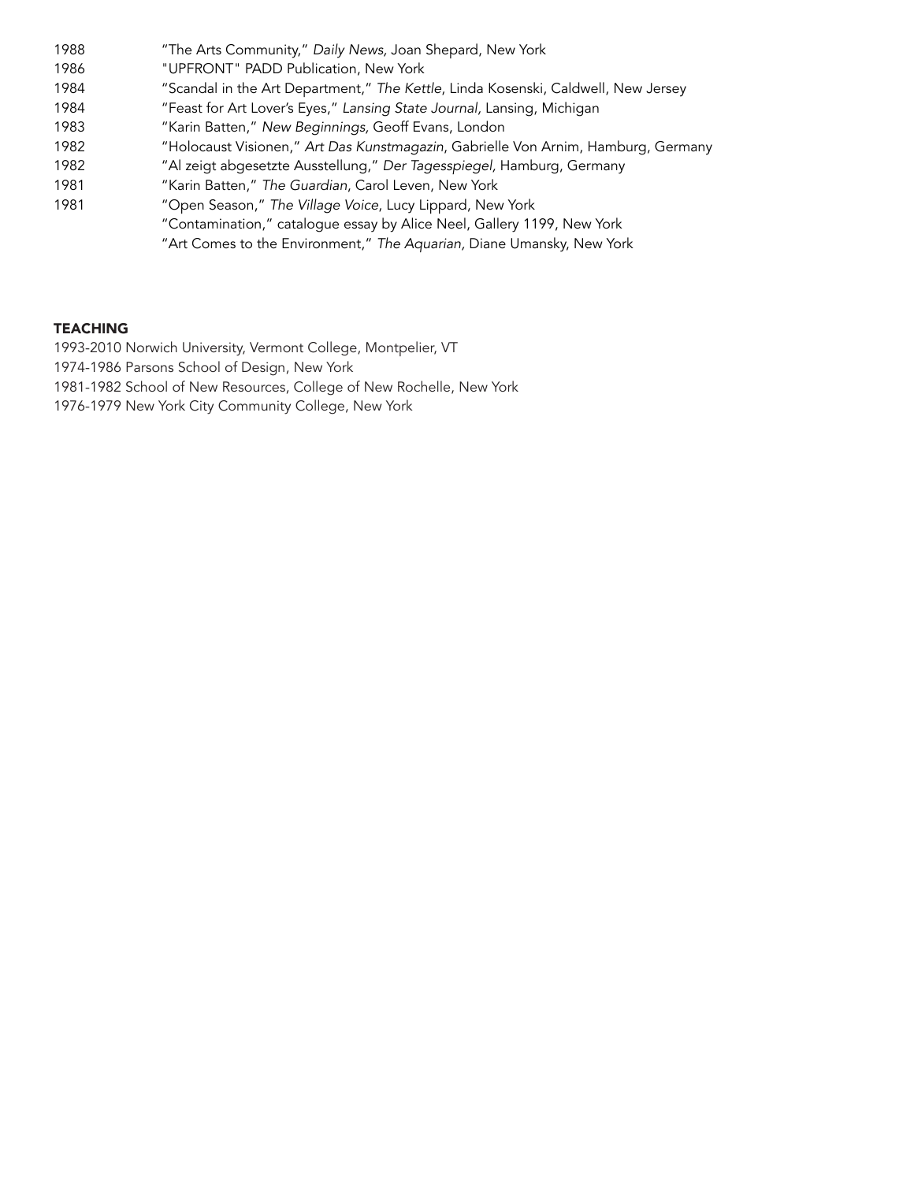1988 "The Arts Community," *Daily News,* Joan Shepard, New York
1986 "UPFRONT" PADD Publication, New York
1984 "Scandal in the Art Department," *The Kettle*, Linda Kosenski, Caldwell, New Jersey
1984 "Feast for Art Lover's Eyes," *Lansing State Journal,* Lansing, Michigan
1983 "Karin Batten," *New Beginnings,* Geoff Evans, London
1982 "Holocaust Visionen," *Art Das Kunstmagazin*, Gabrielle Von Arnim, Hamburg, Germany
1982 "Al zeigt abgesetzte Ausstellung," *Der Tagesspiegel,* Hamburg, Germany
1981 "Karin Batten," *The Guardian*, Carol Leven, New York
1981 "Open Season," *The Village Voice*, Lucy Lippard, New York
"Contamination," catalogue essay by Alice Neel, Gallery 1199, New York
"Art Comes to the Environment," *The Aquarian,* Diane Umansky, New York

**TEACHING**

1993-2010 Norwich University, Vermont College, Montpelier, VT
1974-1986 Parsons School of Design, New York
1981-1982 School of New Resources, College of New Rochelle, New York
1976-1979 New York City Community College, New York